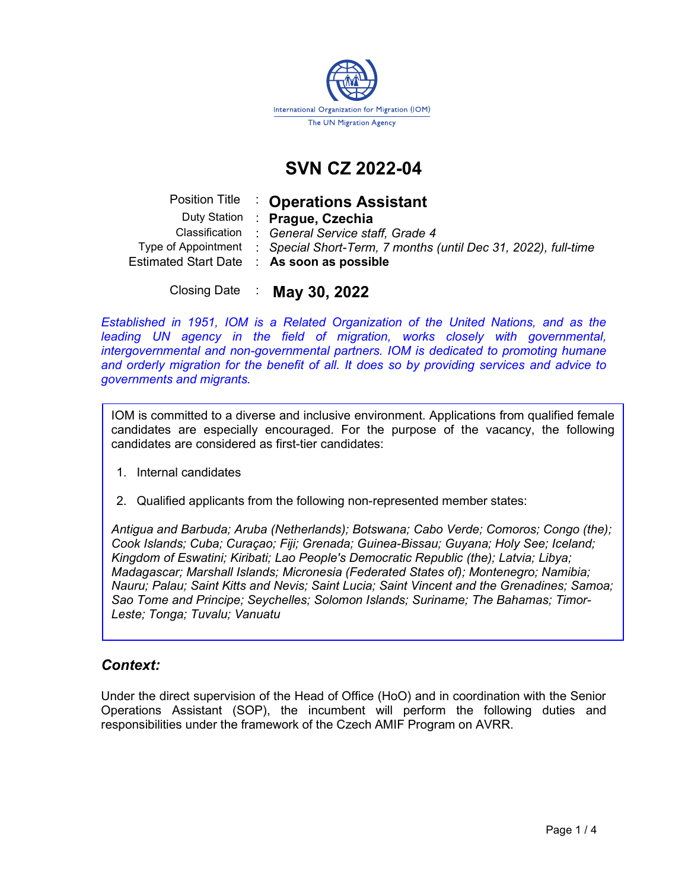International Organization for Migration (IOM)
The UN Migration Agency

# SVN CZ 2022-04

| | | |
|---|---|---|
| Position Title | : | **Operations Assistant** |
| Duty Station | : | **Prague, Czechia** |
| Classification | : | *General Service staff, Grade 4* |
| Type of Appointment | : | *Special Short-Term, 7 months (until Dec 31, 2022), full-time* |
| Estimated Start Date | : | **As soon as possible** |
| Closing Date | : | **May 30, 2022** |

*Established in 1951, IOM is a Related Organization of the United Nations, and as the leading UN agency in the field of migration, works closely with governmental, intergovernmental and non-governmental partners. IOM is dedicated to promoting humane and orderly migration for the benefit of all. It does so by providing services and advice to governments and migrants.*

IOM is committed to a diverse and inclusive environment. Applications from qualified female candidates are especially encouraged. For the purpose of the vacancy, the following candidates are considered as first-tier candidates:

1. Internal candidates
2. Qualified applicants from the following non-represented member states:

*Antigua and Barbuda; Aruba (Netherlands); Botswana; Cabo Verde; Comoros; Congo (the); Cook Islands; Cuba; Curaçao; Fiji; Grenada; Guinea-Bissau; Guyana; Holy See; Iceland; Kingdom of Eswatini; Kiribati; Lao People's Democratic Republic (the); Latvia; Libya; Madagascar; Marshall Islands; Micronesia (Federated States of); Montenegro; Namibia; Nauru; Palau; Saint Kitts and Nevis; Saint Lucia; Saint Vincent and the Grenadines; Samoa; Sao Tome and Principe; Seychelles; Solomon Islands; Suriname; The Bahamas; Timor-Leste; Tonga; Tuvalu; Vanuatu*

## *Context:*

Under the direct supervision of the Head of Office (HoO) and in coordination with the Senior Operations Assistant (SOP), the incumbent will perform the following duties and responsibilities under the framework of the Czech AMIF Program on AVRR.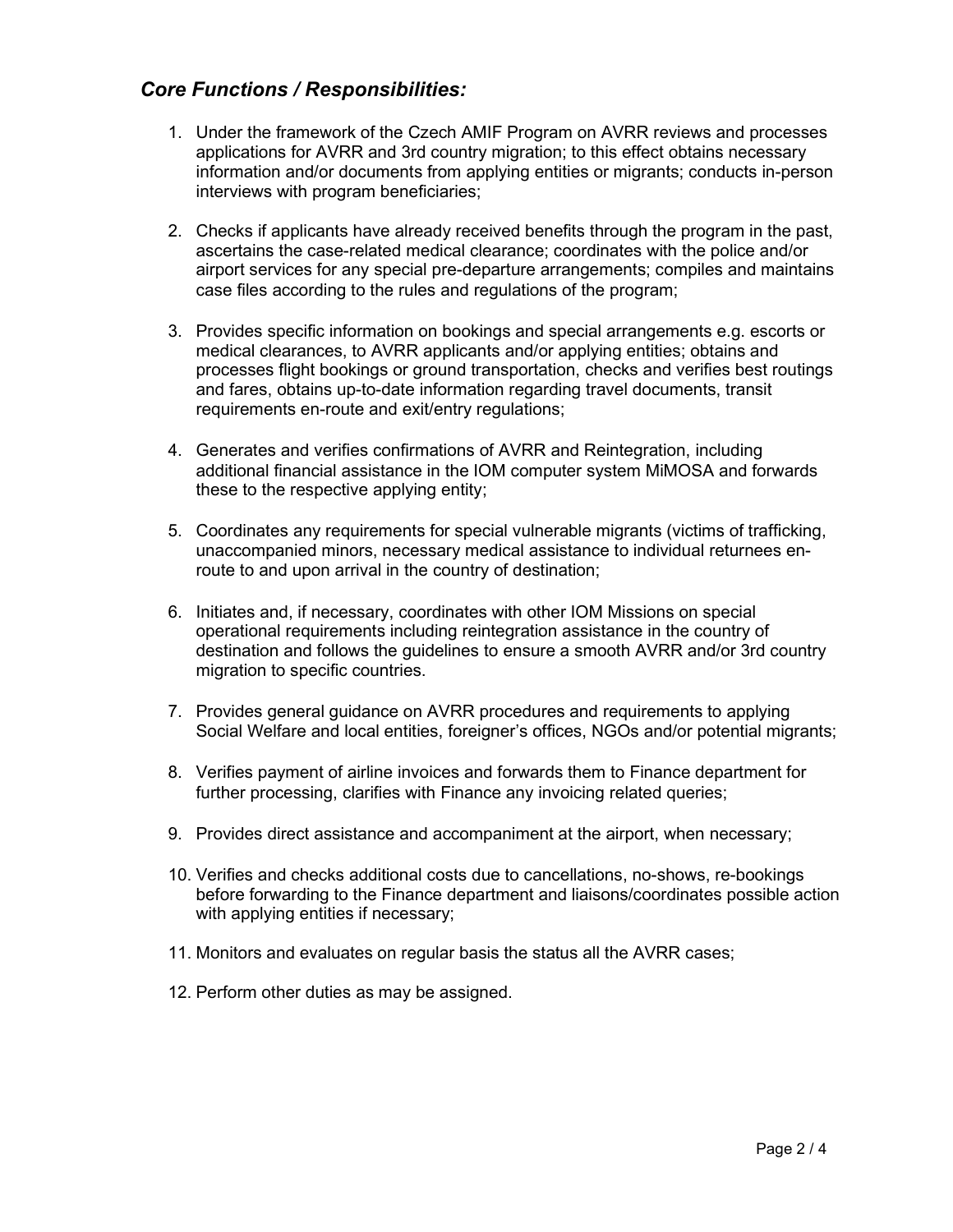## *Core Functions / Responsibilities:*

1. Under the framework of the Czech AMIF Program on AVRR reviews and processes applications for AVRR and 3rd country migration; to this effect obtains necessary information and/or documents from applying entities or migrants; conducts in-person interviews with program beneficiaries;

2. Checks if applicants have already received benefits through the program in the past, ascertains the case-related medical clearance; coordinates with the police and/or airport services for any special pre-departure arrangements; compiles and maintains case files according to the rules and regulations of the program;

3. Provides specific information on bookings and special arrangements e.g. escorts or medical clearances, to AVRR applicants and/or applying entities; obtains and processes flight bookings or ground transportation, checks and verifies best routings and fares, obtains up-to-date information regarding travel documents, transit requirements en-route and exit/entry regulations;

4. Generates and verifies confirmations of AVRR and Reintegration, including additional financial assistance in the IOM computer system MiMOSA and forwards these to the respective applying entity;

5. Coordinates any requirements for special vulnerable migrants (victims of trafficking, unaccompanied minors, necessary medical assistance to individual returnees en-route to and upon arrival in the country of destination;

6. Initiates and, if necessary, coordinates with other IOM Missions on special operational requirements including reintegration assistance in the country of destination and follows the guidelines to ensure a smooth AVRR and/or 3rd country migration to specific countries.

7. Provides general guidance on AVRR procedures and requirements to applying Social Welfare and local entities, foreigner's offices, NGOs and/or potential migrants;

8. Verifies payment of airline invoices and forwards them to Finance department for further processing, clarifies with Finance any invoicing related queries;

9. Provides direct assistance and accompaniment at the airport, when necessary;

10. Verifies and checks additional costs due to cancellations, no-shows, re-bookings before forwarding to the Finance department and liaisons/coordinates possible action with applying entities if necessary;

11. Monitors and evaluates on regular basis the status all the AVRR cases;

12. Perform other duties as may be assigned.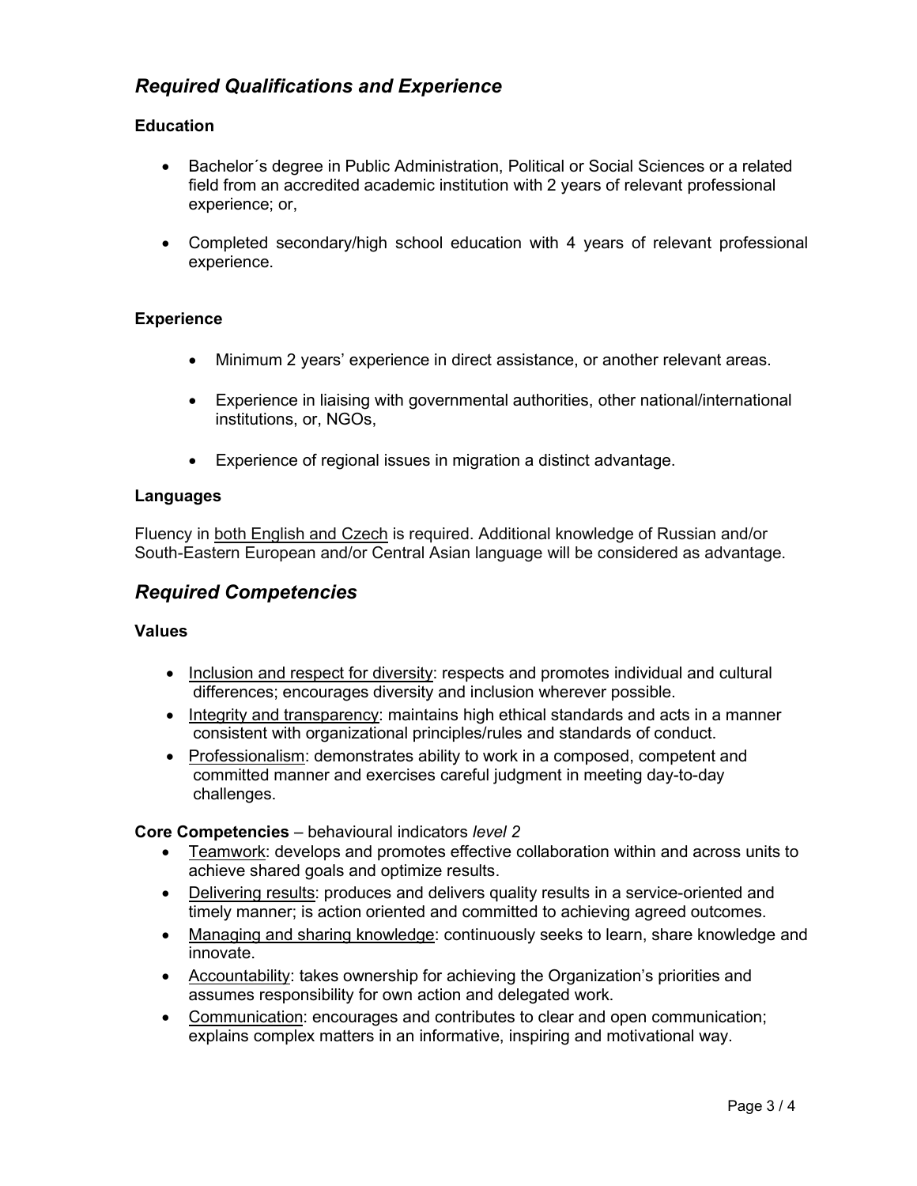## *Required Qualifications and Experience*

### Education

- Bachelor´s degree in Public Administration, Political or Social Sciences or a related field from an accredited academic institution with 2 years of relevant professional experience; or,
- Completed secondary/high school education with 4 years of relevant professional experience.

### Experience

- Minimum 2 years' experience in direct assistance, or another relevant areas.
- Experience in liaising with governmental authorities, other national/international institutions, or, NGOs,
- Experience of regional issues in migration a distinct advantage.

### Languages

Fluency in both English and Czech is required. Additional knowledge of Russian and/or South-Eastern European and/or Central Asian language will be considered as advantage.

## *Required Competencies*

### Values

- Inclusion and respect for diversity: respects and promotes individual and cultural differences; encourages diversity and inclusion wherever possible.
- Integrity and transparency: maintains high ethical standards and acts in a manner consistent with organizational principles/rules and standards of conduct.
- Professionalism: demonstrates ability to work in a composed, competent and committed manner and exercises careful judgment in meeting day-to-day challenges.

**Core Competencies** – behavioural indicators *level 2*

- Teamwork: develops and promotes effective collaboration within and across units to achieve shared goals and optimize results.
- Delivering results: produces and delivers quality results in a service-oriented and timely manner; is action oriented and committed to achieving agreed outcomes.
- Managing and sharing knowledge: continuously seeks to learn, share knowledge and innovate.
- Accountability: takes ownership for achieving the Organization's priorities and assumes responsibility for own action and delegated work.
- Communication: encourages and contributes to clear and open communication; explains complex matters in an informative, inspiring and motivational way.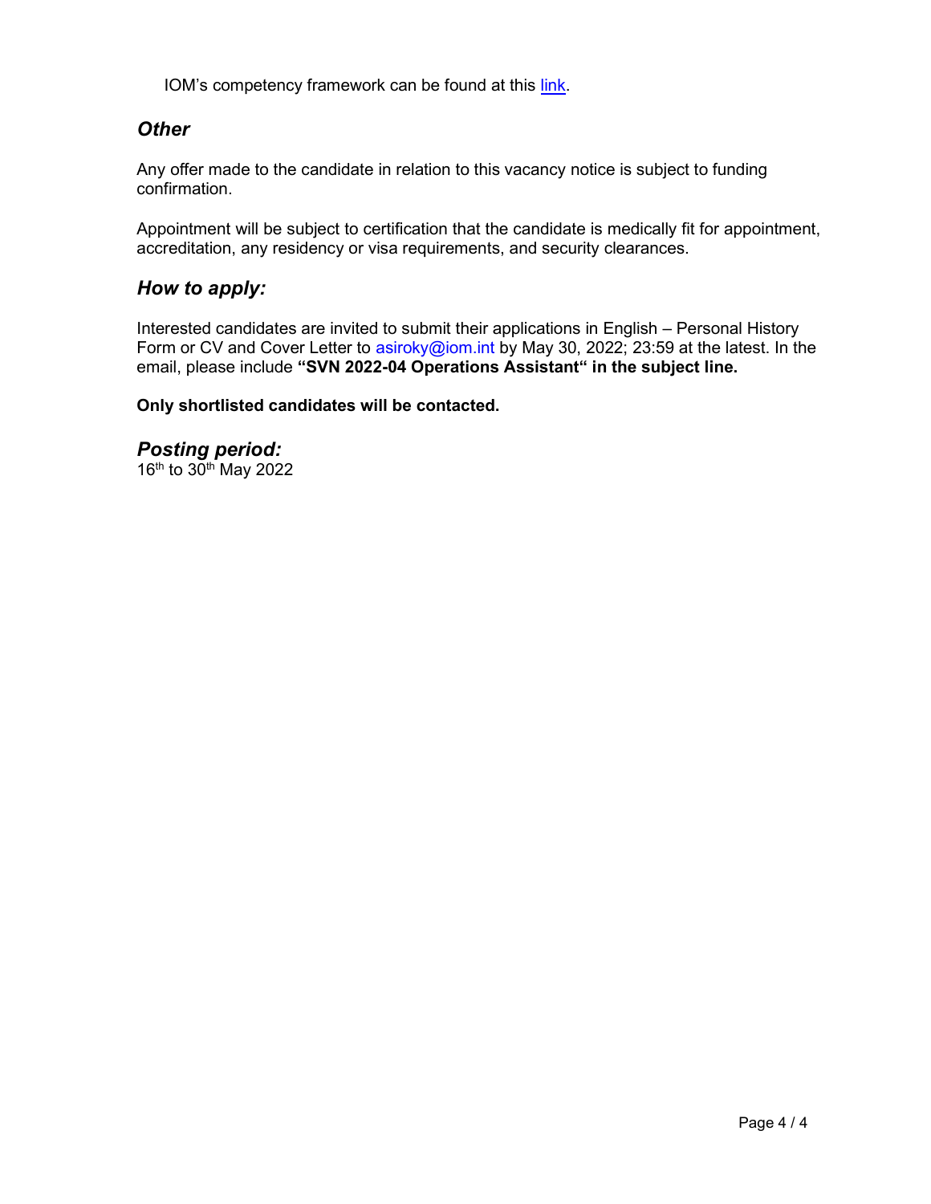IOM's competency framework can be found at this link.

### *Other*

Any offer made to the candidate in relation to this vacancy notice is subject to funding confirmation.

Appointment will be subject to certification that the candidate is medically fit for appointment, accreditation, any residency or visa requirements, and security clearances.

### *How to apply:*

Interested candidates are invited to submit their applications in English – Personal History Form or CV and Cover Letter to asiroky@iom.int by May 30, 2022; 23:59 at the latest. In the email, please include **"SVN 2022-04 Operations Assistant" in the subject line.**

**Only shortlisted candidates will be contacted.**

### *Posting period:*

16th to 30th May 2022